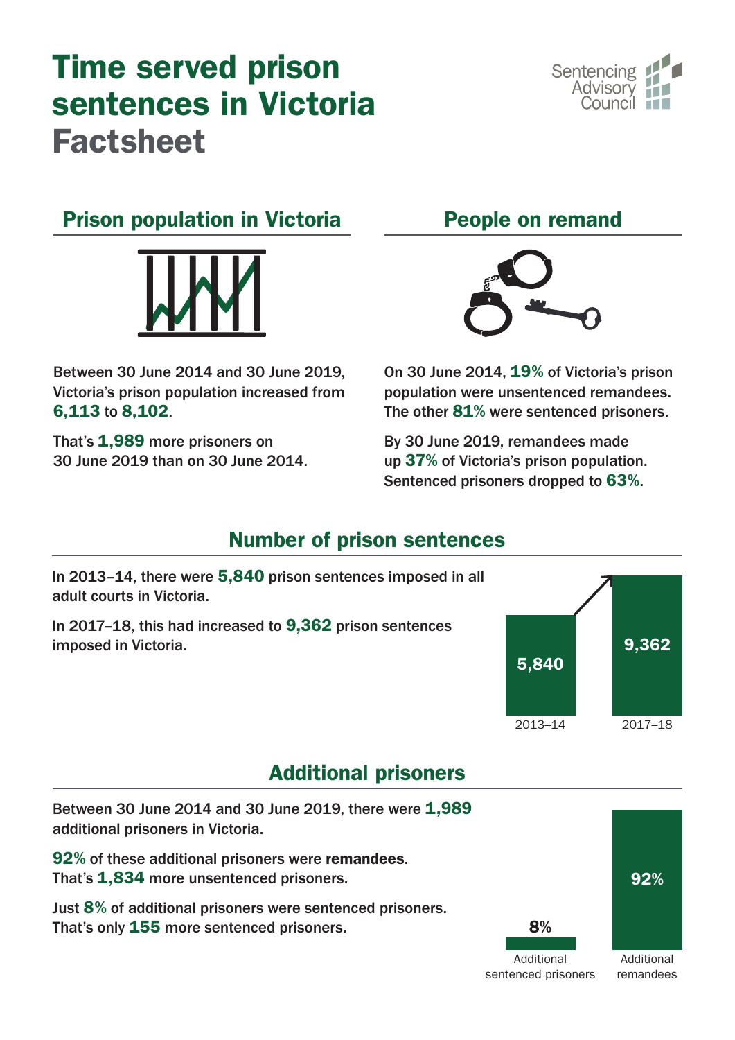# Time served prison sentences in Victoria Factsheet

Sentencing Advisory Council

## Prison population in Victoria

Between 30 June 2014 and 30 June 2019, Victoria's prison population increased from **6,113** to **8,102**.

That's **1,989** more prisoners on 30 June 2019 than on 30 June 2014.

## People on remand

On 30 June 2014, **19%** of Victoria's prison population were unsentenced remandees. The other **81%** were sentenced prisoners.

By 30 June 2019, remandees made up **37%** of Victoria's prison population. Sentenced prisoners dropped to **63%**.

## Number of prison sentences

In 2013–14, there were **5,840** prison sentences imposed in all adult courts in Victoria.

In 2017–18, this had increased to **9,362** prison sentences imposed in Victoria.

| 2013–14 | 2017–18 |
| --- | --- |
| 5,840 | 9,362 |

## Additional prisoners

Between 30 June 2014 and 30 June 2019, there were **1,989** additional prisoners in Victoria.

**92%** of these additional prisoners were **remandees**. That's **1,834** more unsentenced prisoners.

Just **8%** of additional prisoners were sentenced prisoners. That's only **155** more sentenced prisoners.

| Additional sentenced prisoners | Additional remandees |
| --- | --- |
| 8% | 92% |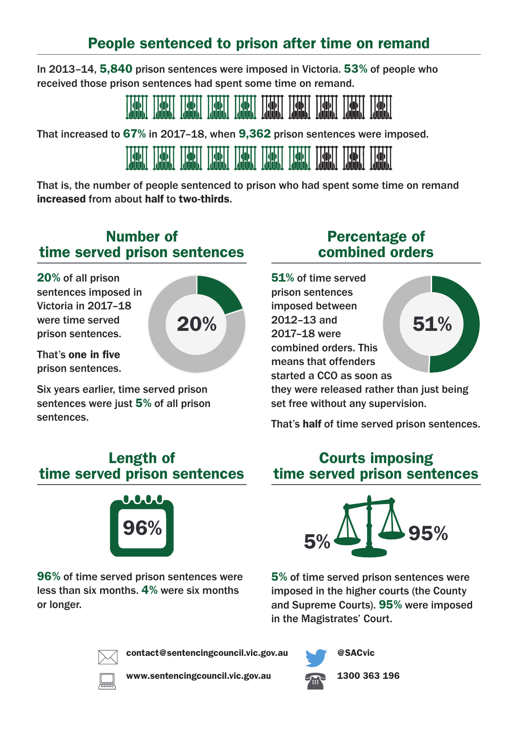## People sentenced to prison after time on remand

In 2013–14, **5,840** prison sentences were imposed in Victoria. **53%** of people who received those prison sentences had spent some time on remand.

That increased to **67%** in 2017–18, when **9,362** prison sentences were imposed.

That is, the number of people sentenced to prison who had spent some time on remand **increased** from about **half** to **two-thirds**.

## Number of time served prison sentences

20%

**20%** of all prison sentences imposed in Victoria in 2017–18 were time served prison sentences.

That's **one in five** prison sentences.

Six years earlier, time served prison sentences were just **5%** of all prison sentences.

## Percentage of combined orders

51%

**51%** of time served prison sentences imposed between 2012–13 and 2017–18 were combined orders. This means that offenders started a CCO as soon as they were released rather than just being set free without any supervision.

That's **half** of time served prison sentences.

## Length of time served prison sentences

96%

**96%** of time served prison sentences were less than six months. **4%** were six months or longer.

## Courts imposing time served prison sentences

5%

95%

**5%** of time served prison sentences were imposed in the higher courts (the County and Supreme Courts). **95%** were imposed in the Magistrates' Court.

contact@sentencingcouncil.vic.gov.au

www.sentencingcouncil.vic.gov.au

@SACvic

1300 363 196